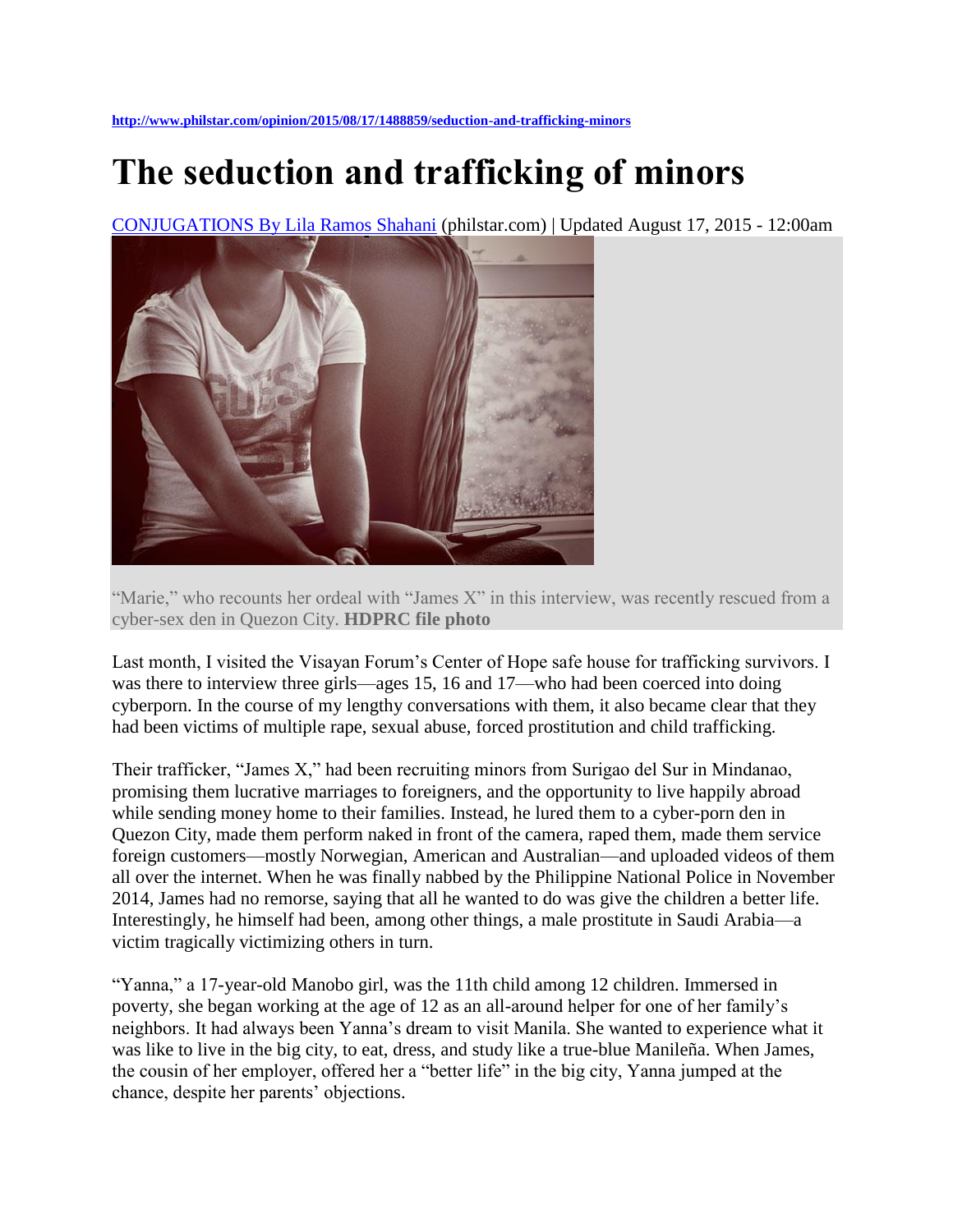http://www.philstar.com/opinion/2015/08/17/1488859/seduction-and-trafficking-minors

# The seduction and trafficking of minors

CONJUGATIONS By Lila Ramos Shahani (philstar.com) | Updated August 17, 2015 - 12:00am

"Marie," who recounts her ordeal with "James X" in this interview, was recently rescued from a cyber-sex den in Quezon City. **HDPRC file photo**

Last month, I visited the Visayan Forum's Center of Hope safe house for trafficking survivors. I was there to interview three girls—ages 15, 16 and 17—who had been coerced into doing cyberporn. In the course of my lengthy conversations with them, it also became clear that they had been victims of multiple rape, sexual abuse, forced prostitution and child trafficking.

Their trafficker, "James X," had been recruiting minors from Surigao del Sur in Mindanao, promising them lucrative marriages to foreigners, and the opportunity to live happily abroad while sending money home to their families. Instead, he lured them to a cyber-porn den in Quezon City, made them perform naked in front of the camera, raped them, made them service foreign customers—mostly Norwegian, American and Australian—and uploaded videos of them all over the internet. When he was finally nabbed by the Philippine National Police in November 2014, James had no remorse, saying that all he wanted to do was give the children a better life. Interestingly, he himself had been, among other things, a male prostitute in Saudi Arabia—a victim tragically victimizing others in turn.

"Yanna," a 17-year-old Manobo girl, was the 11th child among 12 children. Immersed in poverty, she began working at the age of 12 as an all-around helper for one of her family's neighbors. It had always been Yanna's dream to visit Manila. She wanted to experience what it was like to live in the big city, to eat, dress, and study like a true-blue Manileña. When James, the cousin of her employer, offered her a "better life" in the big city, Yanna jumped at the chance, despite her parents' objections.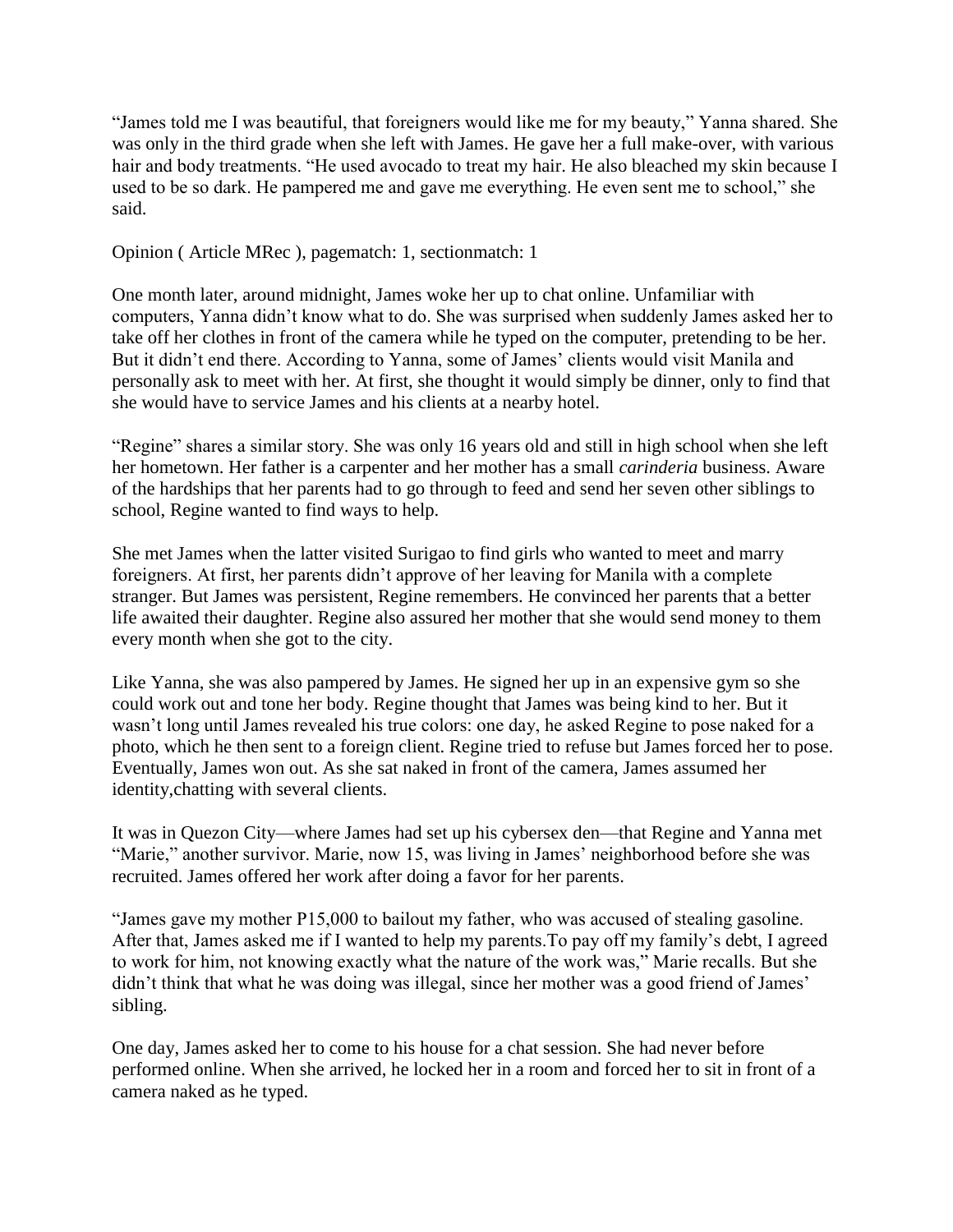"James told me I was beautiful, that foreigners would like me for my beauty," Yanna shared. She was only in the third grade when she left with James. He gave her a full make-over, with various hair and body treatments. "He used avocado to treat my hair. He also bleached my skin because I used to be so dark. He pampered me and gave me everything. He even sent me to school," she said.

Opinion ( Article MRec ), pagematch: 1, sectionmatch: 1

One month later, around midnight, James woke her up to chat online. Unfamiliar with computers, Yanna didn't know what to do. She was surprised when suddenly James asked her to take off her clothes in front of the camera while he typed on the computer, pretending to be her. But it didn't end there. According to Yanna, some of James' clients would visit Manila and personally ask to meet with her. At first, she thought it would simply be dinner, only to find that she would have to service James and his clients at a nearby hotel.

"Regine" shares a similar story. She was only 16 years old and still in high school when she left her hometown. Her father is a carpenter and her mother has a small *carinderia* business. Aware of the hardships that her parents had to go through to feed and send her seven other siblings to school, Regine wanted to find ways to help.

She met James when the latter visited Surigao to find girls who wanted to meet and marry foreigners. At first, her parents didn't approve of her leaving for Manila with a complete stranger. But James was persistent, Regine remembers. He convinced her parents that a better life awaited their daughter. Regine also assured her mother that she would send money to them every month when she got to the city.

Like Yanna, she was also pampered by James. He signed her up in an expensive gym so she could work out and tone her body. Regine thought that James was being kind to her. But it wasn't long until James revealed his true colors: one day, he asked Regine to pose naked for a photo, which he then sent to a foreign client. Regine tried to refuse but James forced her to pose. Eventually, James won out. As she sat naked in front of the camera, James assumed her identity,chatting with several clients.

It was in Quezon City—where James had set up his cybersex den—that Regine and Yanna met "Marie," another survivor. Marie, now 15, was living in James' neighborhood before she was recruited. James offered her work after doing a favor for her parents.

"James gave my mother P15,000 to bailout my father, who was accused of stealing gasoline. After that, James asked me if I wanted to help my parents.To pay off my family's debt, I agreed to work for him, not knowing exactly what the nature of the work was," Marie recalls. But she didn't think that what he was doing was illegal, since her mother was a good friend of James' sibling.

One day, James asked her to come to his house for a chat session. She had never before performed online. When she arrived, he locked her in a room and forced her to sit in front of a camera naked as he typed.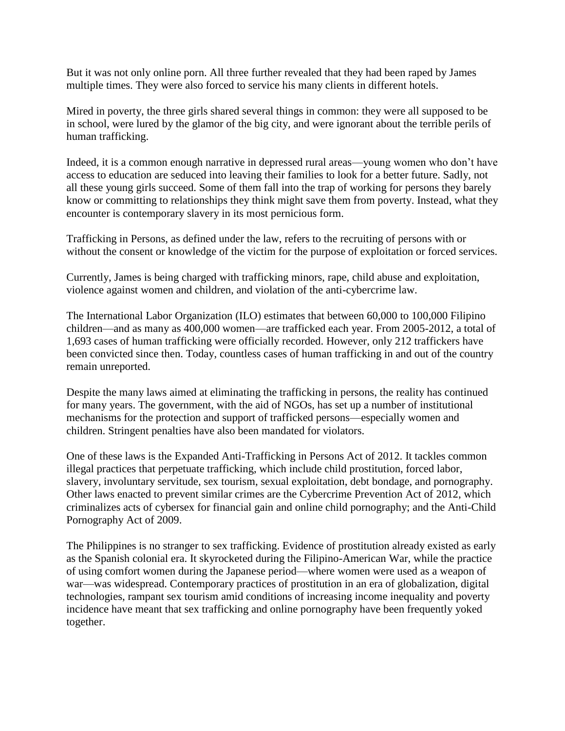But it was not only online porn. All three further revealed that they had been raped by James multiple times. They were also forced to service his many clients in different hotels.

Mired in poverty, the three girls shared several things in common: they were all supposed to be in school, were lured by the glamor of the big city, and were ignorant about the terrible perils of human trafficking.

Indeed, it is a common enough narrative in depressed rural areas—young women who don't have access to education are seduced into leaving their families to look for a better future. Sadly, not all these young girls succeed. Some of them fall into the trap of working for persons they barely know or committing to relationships they think might save them from poverty. Instead, what they encounter is contemporary slavery in its most pernicious form.

Trafficking in Persons, as defined under the law, refers to the recruiting of persons with or without the consent or knowledge of the victim for the purpose of exploitation or forced services.

Currently, James is being charged with trafficking minors, rape, child abuse and exploitation, violence against women and children, and violation of the anti-cybercrime law.

The International Labor Organization (ILO) estimates that between 60,000 to 100,000 Filipino children—and as many as 400,000 women—are trafficked each year. From 2005-2012, a total of 1,693 cases of human trafficking were officially recorded. However, only 212 traffickers have been convicted since then. Today, countless cases of human trafficking in and out of the country remain unreported.

Despite the many laws aimed at eliminating the trafficking in persons, the reality has continued for many years. The government, with the aid of NGOs, has set up a number of institutional mechanisms for the protection and support of trafficked persons—especially women and children. Stringent penalties have also been mandated for violators.

One of these laws is the Expanded Anti-Trafficking in Persons Act of 2012. It tackles common illegal practices that perpetuate trafficking, which include child prostitution, forced labor, slavery, involuntary servitude, sex tourism, sexual exploitation, debt bondage, and pornography. Other laws enacted to prevent similar crimes are the Cybercrime Prevention Act of 2012, which criminalizes acts of cybersex for financial gain and online child pornography; and the Anti-Child Pornography Act of 2009.

The Philippines is no stranger to sex trafficking. Evidence of prostitution already existed as early as the Spanish colonial era. It skyrocketed during the Filipino-American War, while the practice of using comfort women during the Japanese period—where women were used as a weapon of war—was widespread. Contemporary practices of prostitution in an era of globalization, digital technologies, rampant sex tourism amid conditions of increasing income inequality and poverty incidence have meant that sex trafficking and online pornography have been frequently yoked together.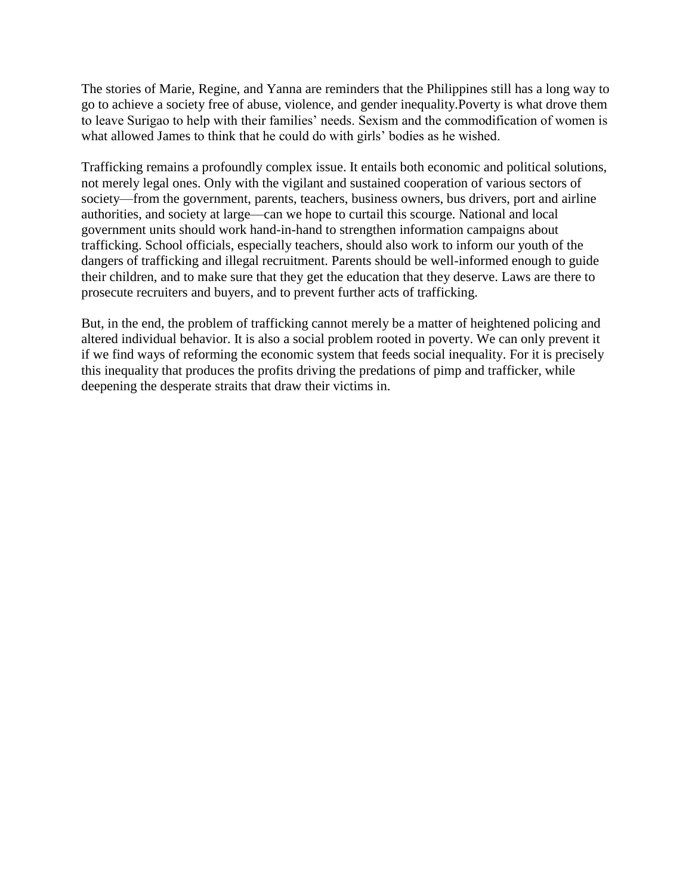The stories of Marie, Regine, and Yanna are reminders that the Philippines still has a long way to go to achieve a society free of abuse, violence, and gender inequality.Poverty is what drove them to leave Surigao to help with their families' needs. Sexism and the commodification of women is what allowed James to think that he could do with girls' bodies as he wished.

Trafficking remains a profoundly complex issue. It entails both economic and political solutions, not merely legal ones. Only with the vigilant and sustained cooperation of various sectors of society—from the government, parents, teachers, business owners, bus drivers, port and airline authorities, and society at large—can we hope to curtail this scourge. National and local government units should work hand-in-hand to strengthen information campaigns about trafficking. School officials, especially teachers, should also work to inform our youth of the dangers of trafficking and illegal recruitment. Parents should be well-informed enough to guide their children, and to make sure that they get the education that they deserve. Laws are there to prosecute recruiters and buyers, and to prevent further acts of trafficking.

But, in the end, the problem of trafficking cannot merely be a matter of heightened policing and altered individual behavior. It is also a social problem rooted in poverty. We can only prevent it if we find ways of reforming the economic system that feeds social inequality. For it is precisely this inequality that produces the profits driving the predations of pimp and trafficker, while deepening the desperate straits that draw their victims in.